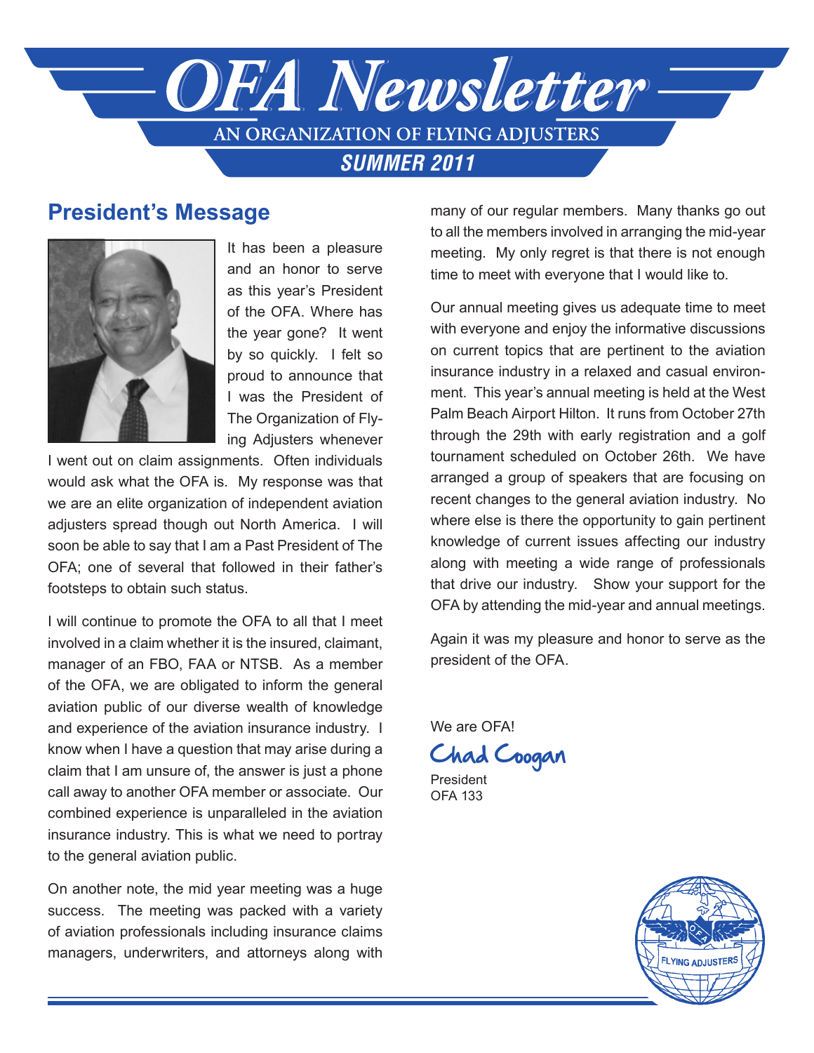# OFA Newsletter

**AN ORGANIZATION OF FLYING ADJUSTERS**

***SUMMER 2011***

## President's Message

It has been a pleasure and an honor to serve as this year's President of the OFA. Where has the year gone? It went by so quickly. I felt so proud to announce that I was the President of The Organization of Flying Adjusters whenever I went out on claim assignments. Often individuals would ask what the OFA is. My response was that we are an elite organization of independent aviation adjusters spread though out North America. I will soon be able to say that I am a Past President of The OFA; one of several that followed in their father's footsteps to obtain such status.

I will continue to promote the OFA to all that I meet involved in a claim whether it is the insured, claimant, manager of an FBO, FAA or NTSB. As a member of the OFA, we are obligated to inform the general aviation public of our diverse wealth of knowledge and experience of the aviation insurance industry. I know when I have a question that may arise during a claim that I am unsure of, the answer is just a phone call away to another OFA member or associate. Our combined experience is unparalleled in the aviation insurance industry. This is what we need to portray to the general aviation public.

On another note, the mid year meeting was a huge success. The meeting was packed with a variety of aviation professionals including insurance claims managers, underwriters, and attorneys along with many of our regular members. Many thanks go out to all the members involved in arranging the mid-year meeting. My only regret is that there is not enough time to meet with everyone that I would like to.

Our annual meeting gives us adequate time to meet with everyone and enjoy the informative discussions on current topics that are pertinent to the aviation insurance industry in a relaxed and casual environment. This year's annual meeting is held at the West Palm Beach Airport Hilton. It runs from October 27th through the 29th with early registration and a golf tournament scheduled on October 26th. We have arranged a group of speakers that are focusing on recent changes to the general aviation industry. No where else is there the opportunity to gain pertinent knowledge of current issues affecting our industry along with meeting a wide range of professionals that drive our industry. Show your support for the OFA by attending the mid-year and annual meetings.

Again it was my pleasure and honor to serve as the president of the OFA.

We are OFA!

Chad Coogan

President
OFA 133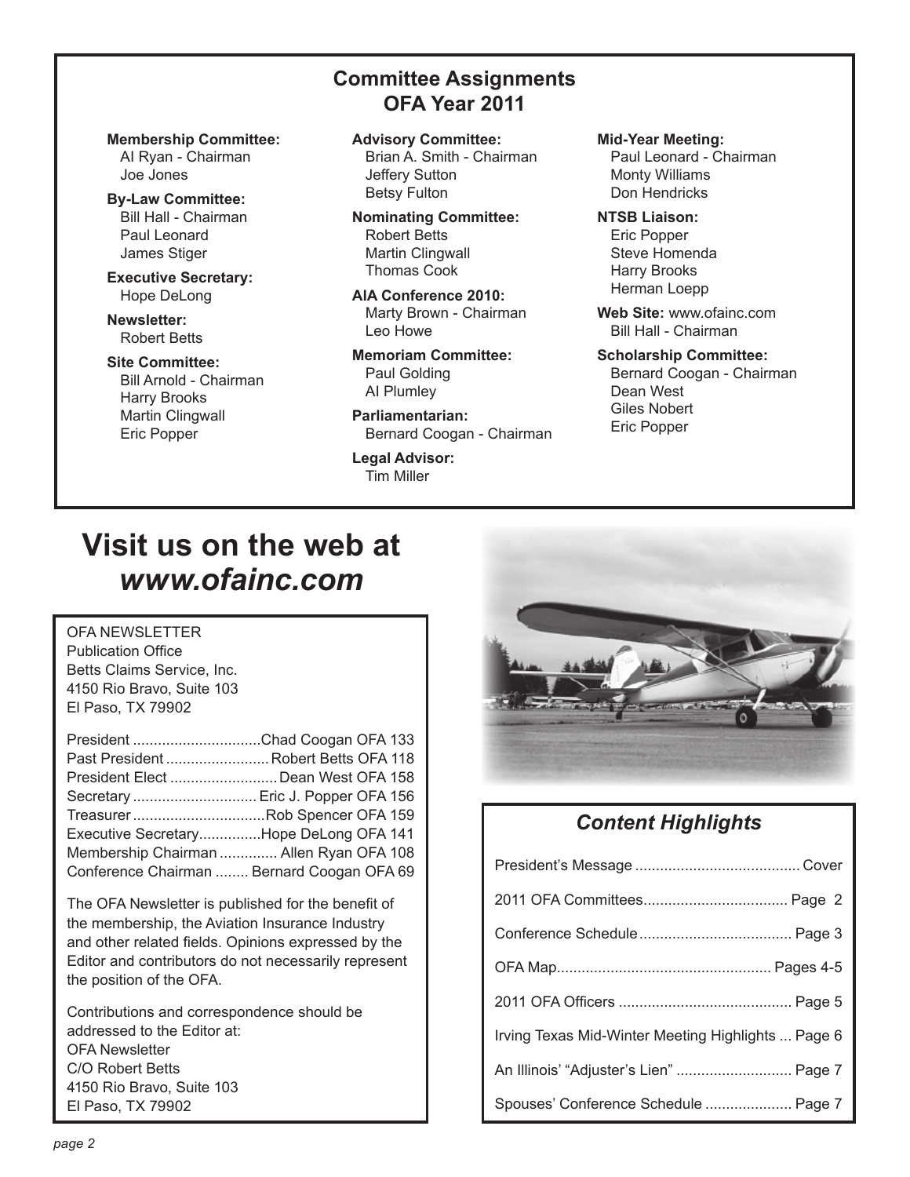## Committee Assignments
## OFA Year 2011

**Membership Committee:**
Al Ryan - Chairman
Joe Jones

**By-Law Committee:**
Bill Hall - Chairman
Paul Leonard
James Stiger

**Executive Secretary:**
Hope DeLong

**Newsletter:**
Robert Betts

**Site Committee:**
Bill Arnold - Chairman
Harry Brooks
Martin Clingwall
Eric Popper

**Advisory Committee:**
Brian A. Smith - Chairman
Jeffery Sutton
Betsy Fulton

**Nominating Committee:**
Robert Betts
Martin Clingwall
Thomas Cook

**AIA Conference 2010:**
Marty Brown - Chairman
Leo Howe

**Memoriam Committee:**
Paul Golding
Al Plumley

**Parliamentarian:**
Bernard Coogan - Chairman

**Legal Advisor:**
Tim Miller

**Mid-Year Meeting:**
Paul Leonard - Chairman
Monty Williams
Don Hendricks

**NTSB Liaison:**
Eric Popper
Steve Homenda
Harry Brooks
Herman Loepp

**Web Site:** www.ofainc.com
Bill Hall - Chairman

**Scholarship Committee:**
Bernard Coogan - Chairman
Dean West
Giles Nobert
Eric Popper

# Visit us on the web at *www.ofainc.com*

OFA NEWSLETTER
Publication Office
Betts Claims Service, Inc.
4150 Rio Bravo, Suite 103
El Paso, TX 79902

President ............................... Chad Coogan OFA 133
Past President ......................... Robert Betts OFA 118
President Elect .......................... Dean West OFA 158
Secretary .............................. Eric J. Popper OFA 156
Treasurer ................................ Rob Spencer OFA 159
Executive Secretary............... Hope DeLong OFA 141
Membership Chairman .............. Allen Ryan OFA 108
Conference Chairman ........ Bernard Coogan OFA 69

The OFA Newsletter is published for the benefit of the membership, the Aviation Insurance Industry and other related fields. Opinions expressed by the Editor and contributors do not necessarily represent the position of the OFA.

Contributions and correspondence should be addressed to the Editor at:
OFA Newsletter
C/O Robert Betts
4150 Rio Bravo, Suite 103
El Paso, TX 79902

### *Content Highlights*

President's Message ........................................ Cover
2011 OFA Committees................................... Page 2
Conference Schedule..................................... Page 3
OFA Map.................................................... Pages 4-5
2011 OFA Officers .......................................... Page 5
Irving Texas Mid-Winter Meeting Highlights ... Page 6
An Illinois' "Adjuster's Lien" ............................ Page 7
Spouses' Conference Schedule ..................... Page 7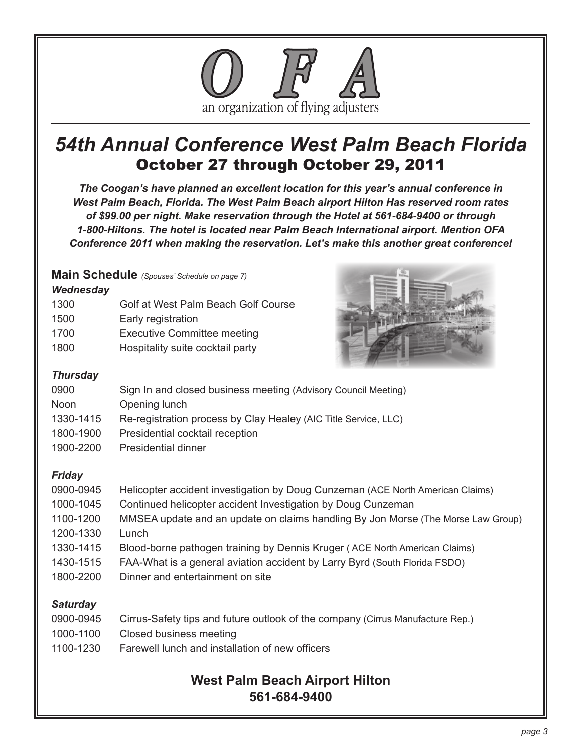# O F A

an organization of flying adjusters

## *54th Annual Conference West Palm Beach Florida*

### October 27 through October 29, 2011

***The Coogan's have planned an excellent location for this year's annual conference in West Palm Beach, Florida. The West Palm Beach airport Hilton Has reserved room rates of $99.00 per night. Make reservation through the Hotel at 561-684-9400 or through 1-800-Hiltons. The hotel is located near Palm Beach International airport. Mention OFA Conference 2011 when making the reservation. Let's make this another great conference!***

**Main Schedule** *(Spouses' Schedule on page 7)*

***Wednesday***

| | |
|---|---|
| 1300 | Golf at West Palm Beach Golf Course |
| 1500 | Early registration |
| 1700 | Executive Committee meeting |
| 1800 | Hospitality suite cocktail party |

***Thursday***

| | |
|---|---|
| 0900 | Sign In and closed business meeting (Advisory Council Meeting) |
| Noon | Opening lunch |
| 1330-1415 | Re-registration process by Clay Healey (AIC Title Service, LLC) |
| 1800-1900 | Presidential cocktail reception |
| 1900-2200 | Presidential dinner |

***Friday***

| | |
|---|---|
| 0900-0945 | Helicopter accident investigation by Doug Cunzeman (ACE North American Claims) |
| 1000-1045 | Continued helicopter accident Investigation by Doug Cunzeman |
| 1100-1200 | MMSEA update and an update on claims handling By Jon Morse (The Morse Law Group) |
| 1200-1330 | Lunch |
| 1330-1415 | Blood-borne pathogen training by Dennis Kruger ( ACE North American Claims) |
| 1430-1515 | FAA-What is a general aviation accident by Larry Byrd (South Florida FSDO) |
| 1800-2200 | Dinner and entertainment on site |

***Saturday***

| | |
|---|---|
| 0900-0945 | Cirrus-Safety tips and future outlook of the company (Cirrus Manufacture Rep.) |
| 1000-1100 | Closed business meeting |
| 1100-1230 | Farewell lunch and installation of new officers |

**West Palm Beach Airport Hilton**
**561-684-9400**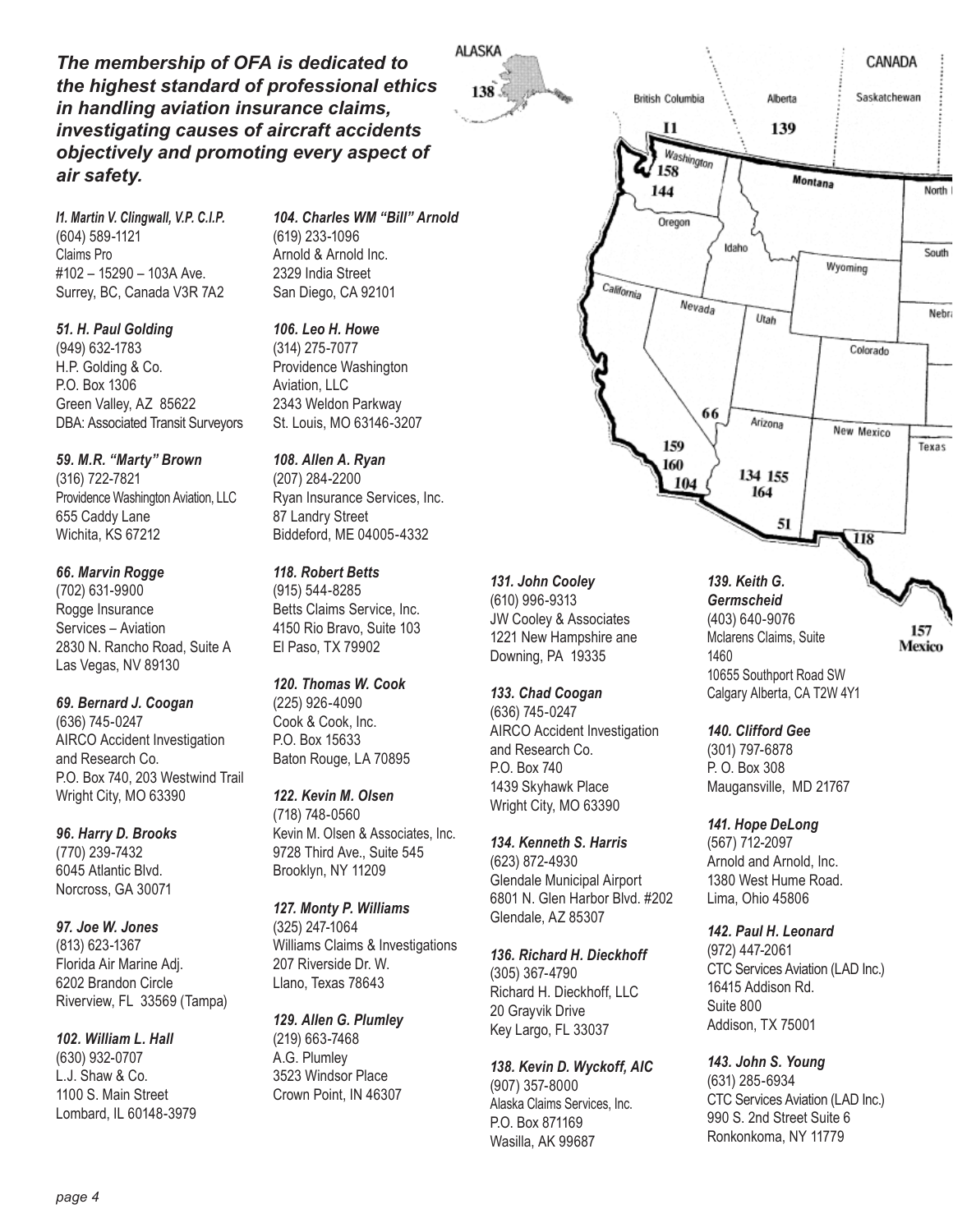*The membership of OFA is dedicated to the highest standard of professional ethics in handling aviation insurance claims, investigating causes of aircraft accidents objectively and promoting every aspect of air safety.*

***I1. Martin V. Clingwall, V.P. C.I.P.***
(604) 589-1121
Claims Pro
#102 – 15290 – 103A Ave.
Surrey, BC, Canada V3R 7A2

***51. H. Paul Golding***
(949) 632-1783
H.P. Golding & Co.
P.O. Box 1306
Green Valley, AZ 85622
DBA: Associated Transit Surveyors

***59. M.R. "Marty" Brown***
(316) 722-7821
Providence Washington Aviation, LLC
655 Caddy Lane
Wichita, KS 67212

***66. Marvin Rogge***
(702) 631-9900
Rogge Insurance
Services – Aviation
2830 N. Rancho Road, Suite A
Las Vegas, NV 89130

***69. Bernard J. Coogan***
(636) 745-0247
AIRCO Accident Investigation and Research Co.
P.O. Box 740, 203 Westwind Trail
Wright City, MO 63390

***96. Harry D. Brooks***
(770) 239-7432
6045 Atlantic Blvd.
Norcross, GA 30071

***97. Joe W. Jones***
(813) 623-1367
Florida Air Marine Adj.
6202 Brandon Circle
Riverview, FL 33569 (Tampa)

***102. William L. Hall***
(630) 932-0707
L.J. Shaw & Co.
1100 S. Main Street
Lombard, IL 60148-3979

***104. Charles WM "Bill" Arnold***
(619) 233-1096
Arnold & Arnold Inc.
2329 India Street
San Diego, CA 92101

***106. Leo H. Howe***
(314) 275-7077
Providence Washington Aviation, LLC
2343 Weldon Parkway
St. Louis, MO 63146-3207

***108. Allen A. Ryan***
(207) 284-2200
Ryan Insurance Services, Inc.
87 Landry Street
Biddeford, ME 04005-4332

***118. Robert Betts***
(915) 544-8285
Betts Claims Service, Inc.
4150 Rio Bravo, Suite 103
El Paso, TX 79902

***120. Thomas W. Cook***
(225) 926-4090
Cook & Cook, Inc.
P.O. Box 15633
Baton Rouge, LA 70895

***122. Kevin M. Olsen***
(718) 748-0560
Kevin M. Olsen & Associates, Inc.
9728 Third Ave., Suite 545
Brooklyn, NY 11209

***127. Monty P. Williams***
(325) 247-1064
Williams Claims & Investigations
207 Riverside Dr. W.
Llano, Texas 78643

***129. Allen G. Plumley***
(219) 663-7468
A.G. Plumley
3523 Windsor Place
Crown Point, IN 46307

***131. John Cooley***
(610) 996-9313
JW Cooley & Associates
1221 New Hampshire ane
Downing, PA 19335

***133. Chad Coogan***
(636) 745-0247
AIRCO Accident Investigation and Research Co.
P.O. Box 740
1439 Skyhawk Place
Wright City, MO 63390

***134. Kenneth S. Harris***
(623) 872-4930
Glendale Municipal Airport
6801 N. Glen Harbor Blvd. #202
Glendale, AZ 85307

***136. Richard H. Dieckhoff***
(305) 367-4790
Richard H. Dieckhoff, LLC
20 Grayvik Drive
Key Largo, FL 33037

***138. Kevin D. Wyckoff, AIC***
(907) 357-8000
Alaska Claims Services, Inc.
P.O. Box 871169
Wasilla, AK 99687

***139. Keith G. Germscheid***
(403) 640-9076
Mclarens Claims, Suite 1460
10655 Southport Road SW
Calgary Alberta, CA T2W 4Y1

***140. Clifford Gee***
(301) 797-6878
P. O. Box 308
Maugansville, MD 21767

***141. Hope DeLong***
(567) 712-2097
Arnold and Arnold, Inc.
1380 West Hume Road.
Lima, Ohio 45806

***142. Paul H. Leonard***
(972) 447-2061
CTC Services Aviation (LAD Inc.)
16415 Addison Rd.
Suite 800
Addison, TX 75001

***143. John S. Young***
(631) 285-6934
CTC Services Aviation (LAD Inc.)
990 S. 2nd Street Suite 6
Ronkonkoma, NY 11779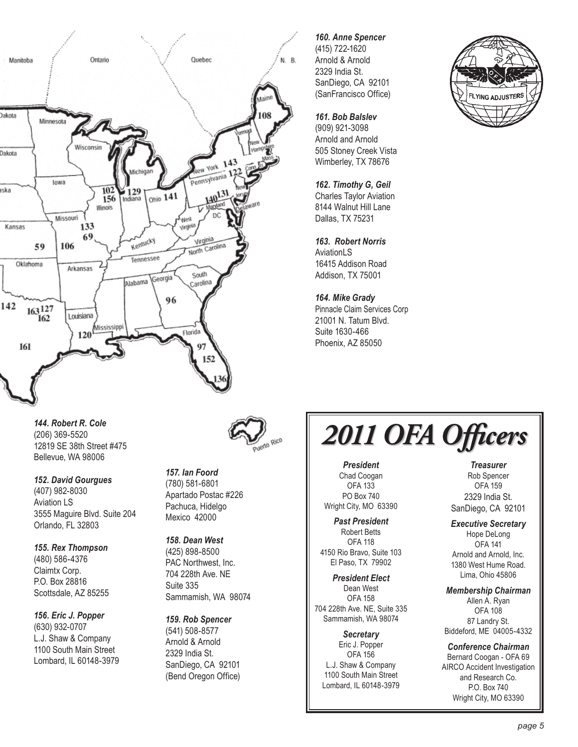**160. Anne Spencer**
(415) 722-1620
Arnold & Arnold
2329 India St.
SanDiego, CA 92101
(SanFrancisco Office)

**161. Bob Balslev**
(909) 921-3098
Arnold and Arnold
505 Stoney Creek Vista
Wimberley, TX 78676

**162. Timothy G, Geil**
Charles Taylor Aviation
8144 Walnut Hill Lane
Dallas, TX 75231

**163. Robert Norris**
AviationLS
16415 Addison Road
Addison, TX 75001

**164. Mike Grady**
Pinnacle Claim Services Corp
21001 N. Tatum Blvd.
Suite 1630-466
Phoenix, AZ 85050

**144. Robert R. Cole**
(206) 369-5520
12819 SE 38th Street #475
Bellevue, WA 98006

**152. David Gourgues**
(407) 982-8030
Aviation LS
3555 Maguire Blvd. Suite 204
Orlando, FL 32803

**155. Rex Thompson**
(480) 586-4376
Claimtx Corp.
P.O. Box 28816
Scottsdale, AZ 85255

**156. Eric J. Popper**
(630) 932-0707
L.J. Shaw & Company
1100 South Main Street
Lombard, IL 60148-3979

**157. Ian Foord**
(780) 581-6801
Apartado Postac #226
Pachuca, Hidelgo
Mexico 42000

**158. Dean West**
(425) 898-8500
PAC Northwest, Inc.
704 228th Ave. NE
Suite 335
Sammamish, WA 98074

**159. Rob Spencer**
(541) 508-8577
Arnold & Arnold
2329 India St.
SanDiego, CA 92101
(Bend Oregon Office)

# 2011 OFA Officers

**President**
Chad Coogan
OFA 133
PO Box 740
Wright City, MO 63390

**Past President**
Robert Betts
OFA 118
4150 Rio Bravo, Suite 103
El Paso, TX 79902

**President Elect**
Dean West
OFA 158
704 228th Ave. NE, Suite 335
Sammamish, WA 98074

**Secretary**
Eric J. Popper
OFA 156
L.J. Shaw & Company
1100 South Main Street
Lombard, IL 60148-3979

**Treasurer**
Rob Spencer
OFA 159
2329 India St.
SanDiego, CA 92101

**Executive Secretary**
Hope DeLong
OFA 141
Arnold and Arnold, Inc.
1380 West Hume Road.
Lima, Ohio 45806

**Membership Chairman**
Allen A. Ryan
OFA 108
87 Landry St.
Biddeford, ME 04005-4332

**Conference Chairman**
Bernard Coogan - OFA 69
AIRCO Accident Investigation and Research Co.
P.O. Box 740
Wright City, MO 63390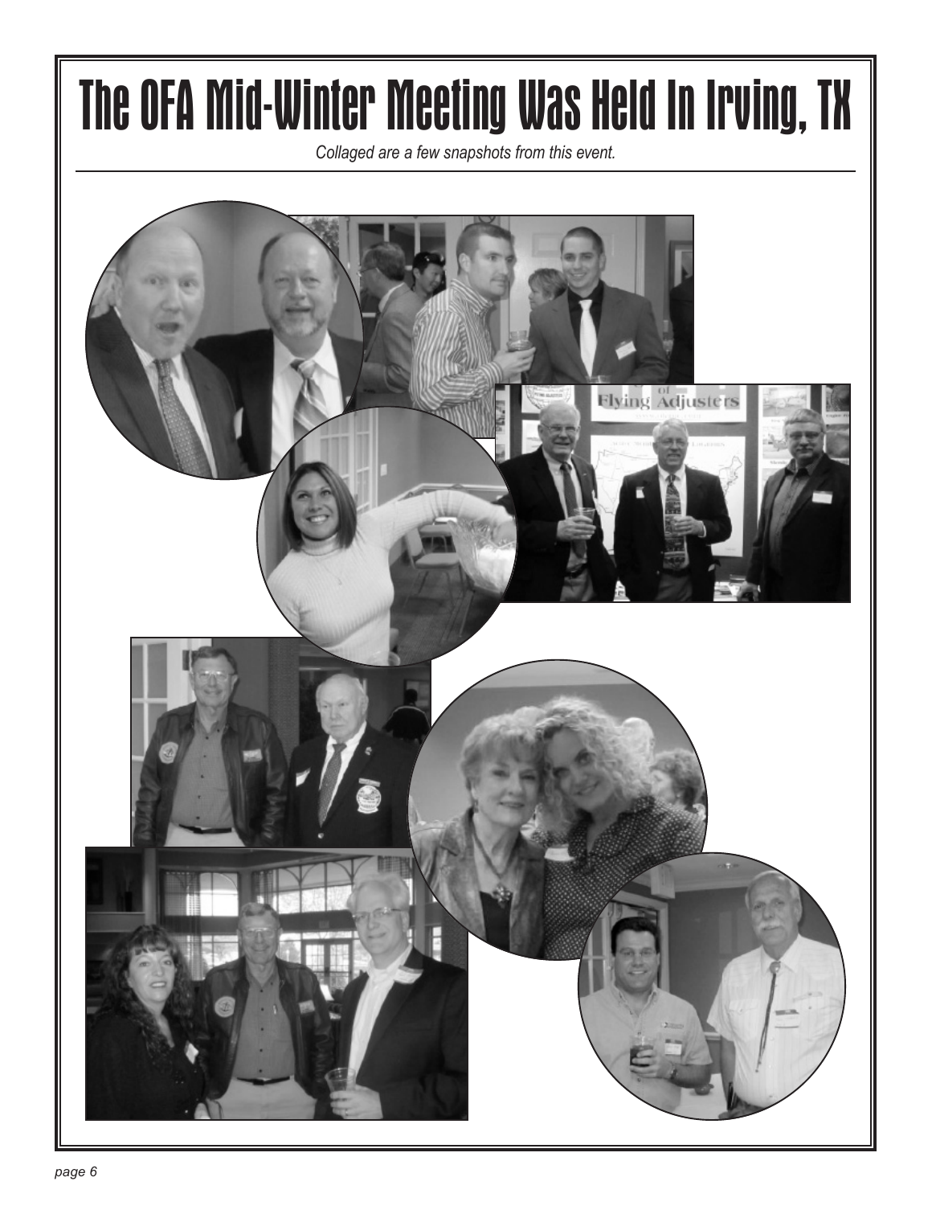# The OFA Mid-Winter Meeting Was Held In Irving, TX

*Collaged are a few snapshots from this event.*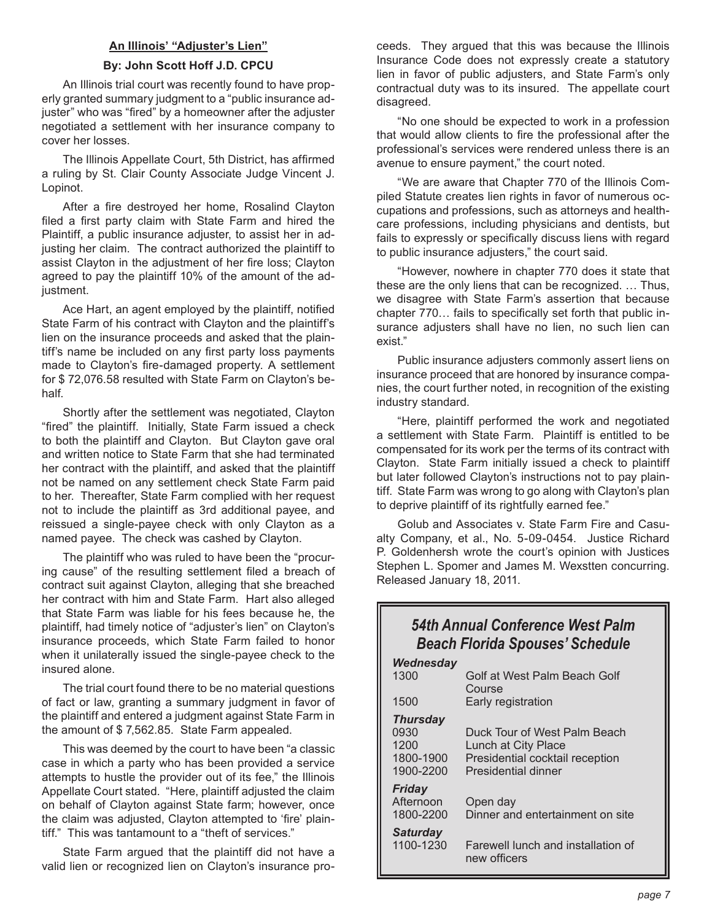## An Illinois' "Adjuster's Lien"

**By: John Scott Hoff J.D. CPCU**

An Illinois trial court was recently found to have properly granted summary judgment to a "public insurance adjuster" who was "fired" by a homeowner after the adjuster negotiated a settlement with her insurance company to cover her losses.

The Illinois Appellate Court, 5th District, has affirmed a ruling by St. Clair County Associate Judge Vincent J. Lopinot.

After a fire destroyed her home, Rosalind Clayton filed a first party claim with State Farm and hired the Plaintiff, a public insurance adjuster, to assist her in adjusting her claim. The contract authorized the plaintiff to assist Clayton in the adjustment of her fire loss; Clayton agreed to pay the plaintiff 10% of the amount of the adjustment.

Ace Hart, an agent employed by the plaintiff, notified State Farm of his contract with Clayton and the plaintiff's lien on the insurance proceeds and asked that the plaintiff's name be included on any first party loss payments made to Clayton's fire-damaged property. A settlement for $ 72,076.58 resulted with State Farm on Clayton's behalf.

Shortly after the settlement was negotiated, Clayton "fired" the plaintiff. Initially, State Farm issued a check to both the plaintiff and Clayton. But Clayton gave oral and written notice to State Farm that she had terminated her contract with the plaintiff, and asked that the plaintiff not be named on any settlement check State Farm paid to her. Thereafter, State Farm complied with her request not to include the plaintiff as 3rd additional payee, and reissued a single-payee check with only Clayton as a named payee. The check was cashed by Clayton.

The plaintiff who was ruled to have been the "procuring cause" of the resulting settlement filed a breach of contract suit against Clayton, alleging that she breached her contract with him and State Farm. Hart also alleged that State Farm was liable for his fees because he, the plaintiff, had timely notice of "adjuster's lien" on Clayton's insurance proceeds, which State Farm failed to honor when it unilaterally issued the single-payee check to the insured alone.

The trial court found there to be no material questions of fact or law, granting a summary judgment in favor of the plaintiff and entered a judgment against State Farm in the amount of $ 7,562.85. State Farm appealed.

This was deemed by the court to have been "a classic case in which a party who has been provided a service attempts to hustle the provider out of its fee," the Illinois Appellate Court stated. "Here, plaintiff adjusted the claim on behalf of Clayton against State farm; however, once the claim was adjusted, Clayton attempted to 'fire' plaintiff." This was tantamount to a "theft of services."

State Farm argued that the plaintiff did not have a valid lien or recognized lien on Clayton's insurance proceeds. They argued that this was because the Illinois Insurance Code does not expressly create a statutory lien in favor of public adjusters, and State Farm's only contractual duty was to its insured. The appellate court disagreed.

"No one should be expected to work in a profession that would allow clients to fire the professional after the professional's services were rendered unless there is an avenue to ensure payment," the court noted.

"We are aware that Chapter 770 of the Illinois Compiled Statute creates lien rights in favor of numerous occupations and professions, such as attorneys and healthcare professions, including physicians and dentists, but fails to expressly or specifically discuss liens with regard to public insurance adjusters," the court said.

"However, nowhere in chapter 770 does it state that these are the only liens that can be recognized. … Thus, we disagree with State Farm's assertion that because chapter 770… fails to specifically set forth that public insurance adjusters shall have no lien, no such lien can exist."

Public insurance adjusters commonly assert liens on insurance proceed that are honored by insurance companies, the court further noted, in recognition of the existing industry standard.

"Here, plaintiff performed the work and negotiated a settlement with State Farm. Plaintiff is entitled to be compensated for its work per the terms of its contract with Clayton. State Farm initially issued a check to plaintiff but later followed Clayton's instructions not to pay plaintiff. State Farm was wrong to go along with Clayton's plan to deprive plaintiff of its rightfully earned fee."

Golub and Associates v. State Farm Fire and Casualty Company, et al., No. 5-09-0454. Justice Richard P. Goldenhersh wrote the court's opinion with Justices Stephen L. Spomer and James M. Wexstten concurring. Released January 18, 2011.

## *54th Annual Conference West Palm Beach Florida Spouses' Schedule*

***Wednesday***

| | |
|---|---|
| 1300 | Golf at West Palm Beach Golf Course |
| 1500 | Early registration |

***Thursday***

| | |
|---|---|
| 0930 | Duck Tour of West Palm Beach |
| 1200 | Lunch at City Place |
| 1800-1900 | Presidential cocktail reception |
| 1900-2200 | Presidential dinner |

***Friday***

| | |
|---|---|
| Afternoon | Open day |
| 1800-2200 | Dinner and entertainment on site |

***Saturday***

| | |
|---|---|
| 1100-1230 | Farewell lunch and installation of new officers |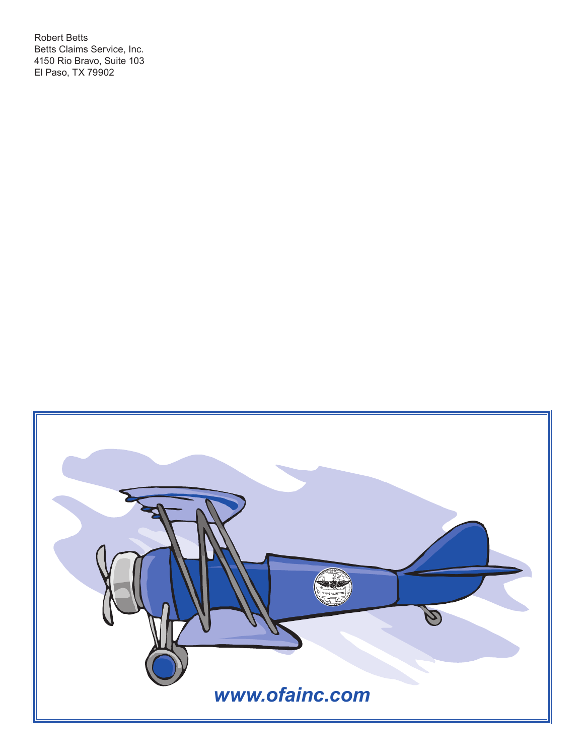Robert Betts
Betts Claims Service, Inc.
4150 Rio Bravo, Suite 103
El Paso, TX 79902

***www.ofainc.com***